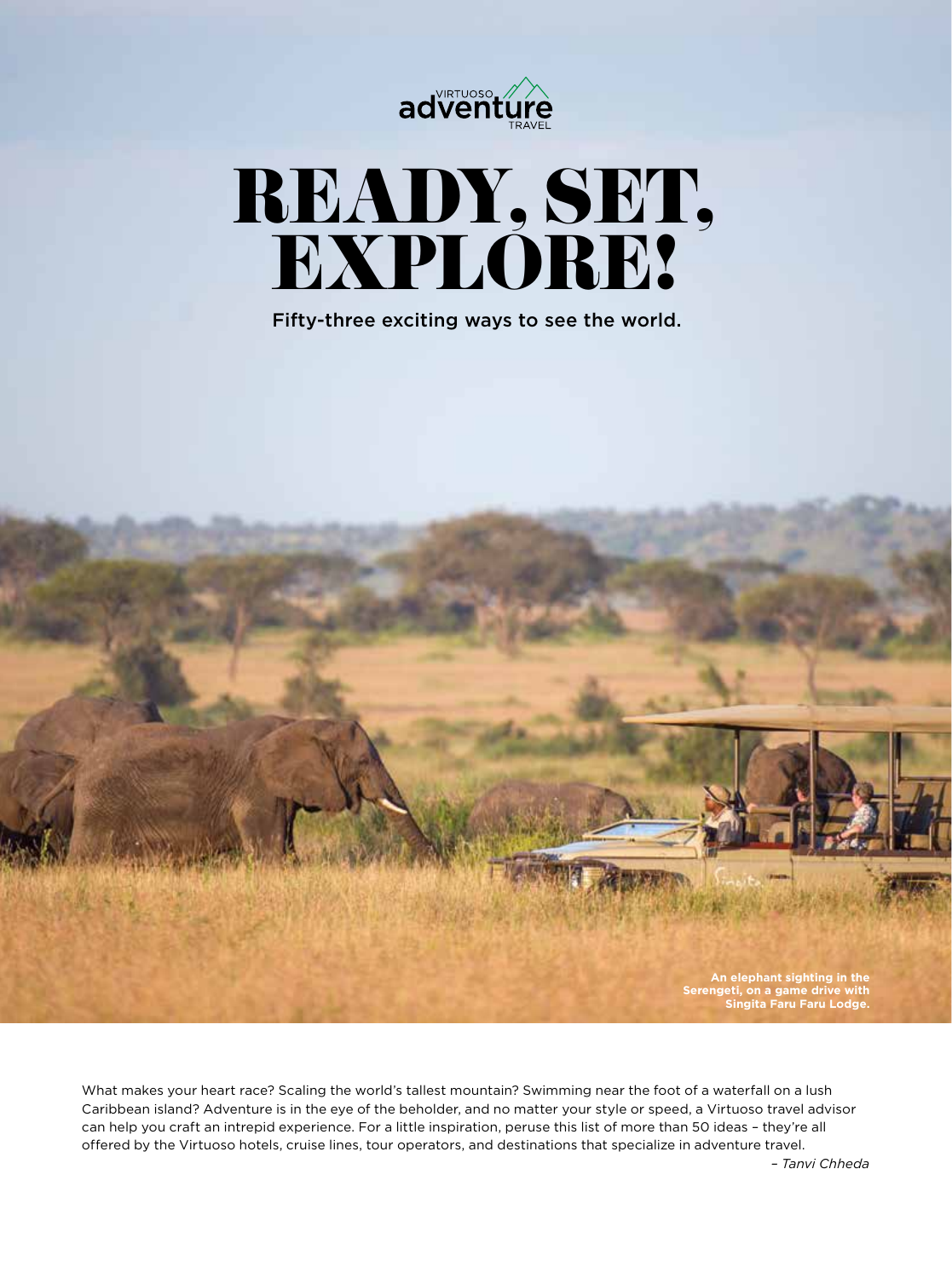VIRTUOSO adventure TRAVEL

# READY, SET, EXPLORE!

Fifty-three exciting ways to see the world.

An elephant sighting in the Serengeti, on a game drive with Singita Faru Faru Lodge.

What makes your heart race? Scaling the world's tallest mountain? Swimming near the foot of a waterfall on a lush Caribbean island? Adventure is in the eye of the beholder, and no matter your style or speed, a Virtuoso travel advisor can help you craft an intrepid experience. For a little inspiration, peruse this list of more than 50 ideas – they're all offered by the Virtuoso hotels, cruise lines, tour operators, and destinations that specialize in adventure travel.

*– Tanvi Chheda*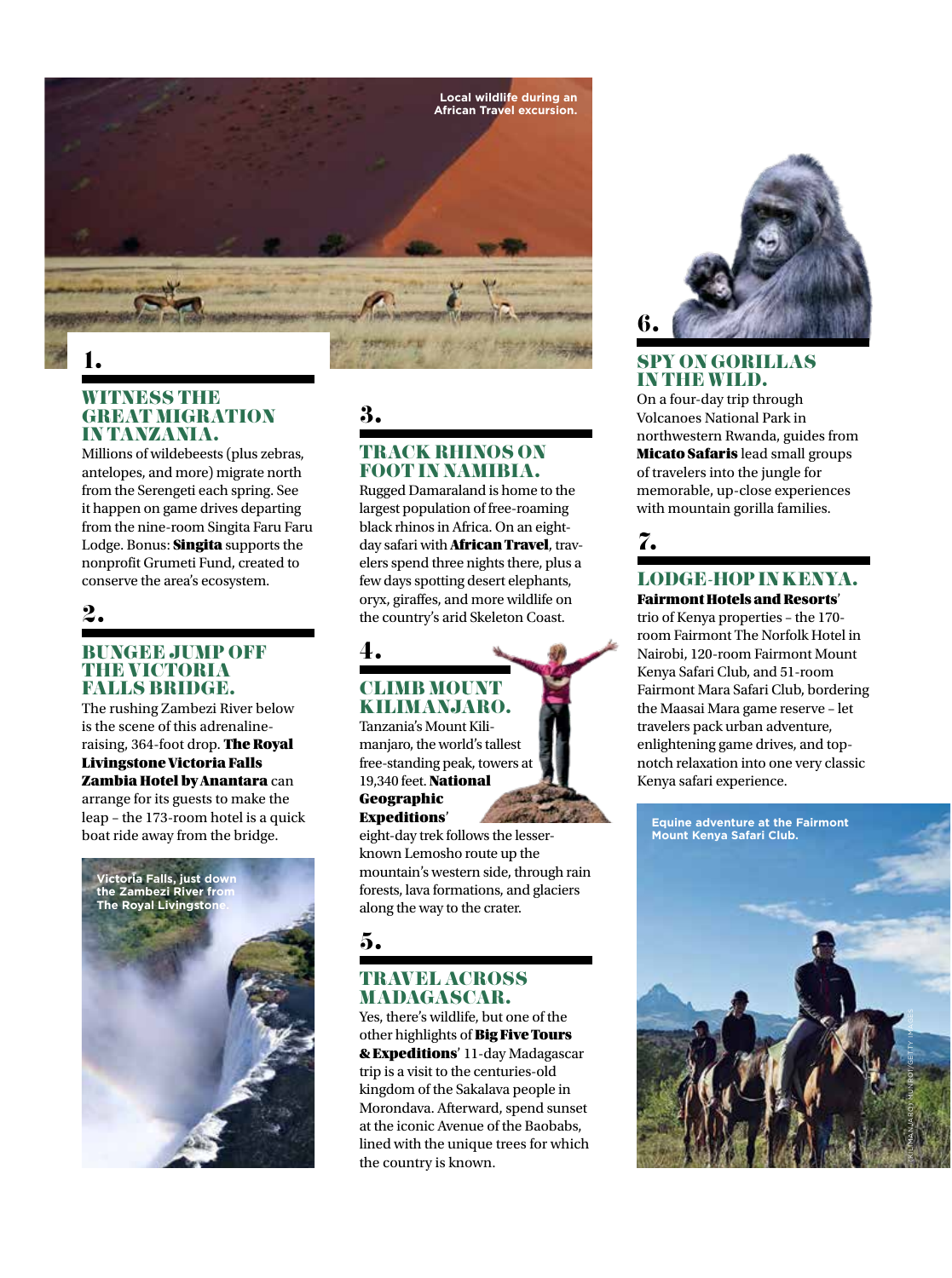Local wildlife during an African Travel excursion.

## 1.

### WITNESS THE GREAT MIGRATION IN TANZANIA.

Millions of wildebeests (plus zebras, antelopes, and more) migrate north from the Serengeti each spring. See it happen on game drives departing from the nine-room Singita Faru Faru Lodge. Bonus: **Singita** supports the nonprofit Grumeti Fund, created to conserve the area's ecosystem.

## 2.

### BUNGEE JUMP OFF THE VICTORIA FALLS BRIDGE.

The rushing Zambezi River below is the scene of this adrenaline-raising, 364-foot drop. **The Royal Livingstone Victoria Falls Zambia Hotel by Anantara** can arrange for its guests to make the leap – the 173-room hotel is a quick boat ride away from the bridge.

Victoria Falls, just down the Zambezi River from The Royal Livingstone.

## 3.

### TRACK RHINOS ON FOOT IN NAMIBIA.

Rugged Damaraland is home to the largest population of free-roaming black rhinos in Africa. On an eight-day safari with **African Travel**, travelers spend three nights there, plus a few days spotting desert elephants, oryx, giraffes, and more wildlife on the country's arid Skeleton Coast.

## 4.

### CLIMB MOUNT KILIMANJARO.

Tanzania's Mount Kilimanjaro, the world's tallest free-standing peak, towers at 19,340 feet. **National Geographic Expeditions**' eight-day trek follows the lesser-known Lemosho route up the mountain's western side, through rain forests, lava formations, and glaciers along the way to the crater.

## 5.

### TRAVEL ACROSS MADAGASCAR.

Yes, there's wildlife, but one of the other highlights of **Big Five Tours & Expeditions**' 11-day Madagascar trip is a visit to the centuries-old kingdom of the Sakalava people in Morondava. Afterward, spend sunset at the iconic Avenue of the Baobabs, lined with the unique trees for which the country is known.

## 6.

### SPY ON GORILLAS IN THE WILD.

On a four-day trip through Volcanoes National Park in northwestern Rwanda, guides from **Micato Safaris** lead small groups of travelers into the jungle for memorable, up-close experiences with mountain gorilla families.

## 7.

### LODGE-HOP IN KENYA.

**Fairmont Hotels and Resorts**' trio of Kenya properties – the 170-room Fairmont The Norfolk Hotel in Nairobi, 120-room Fairmont Mount Kenya Safari Club, and 51-room Fairmont Mara Safari Club, bordering the Maasai Mara game reserve – let travelers pack urban adventure, enlightening game drives, and top-notch relaxation into one very classic Kenya safari experience.

Equine adventure at the Fairmont Mount Kenya Safari Club.

©KILIMANJARO/ MUNROI/GETTY IMAGES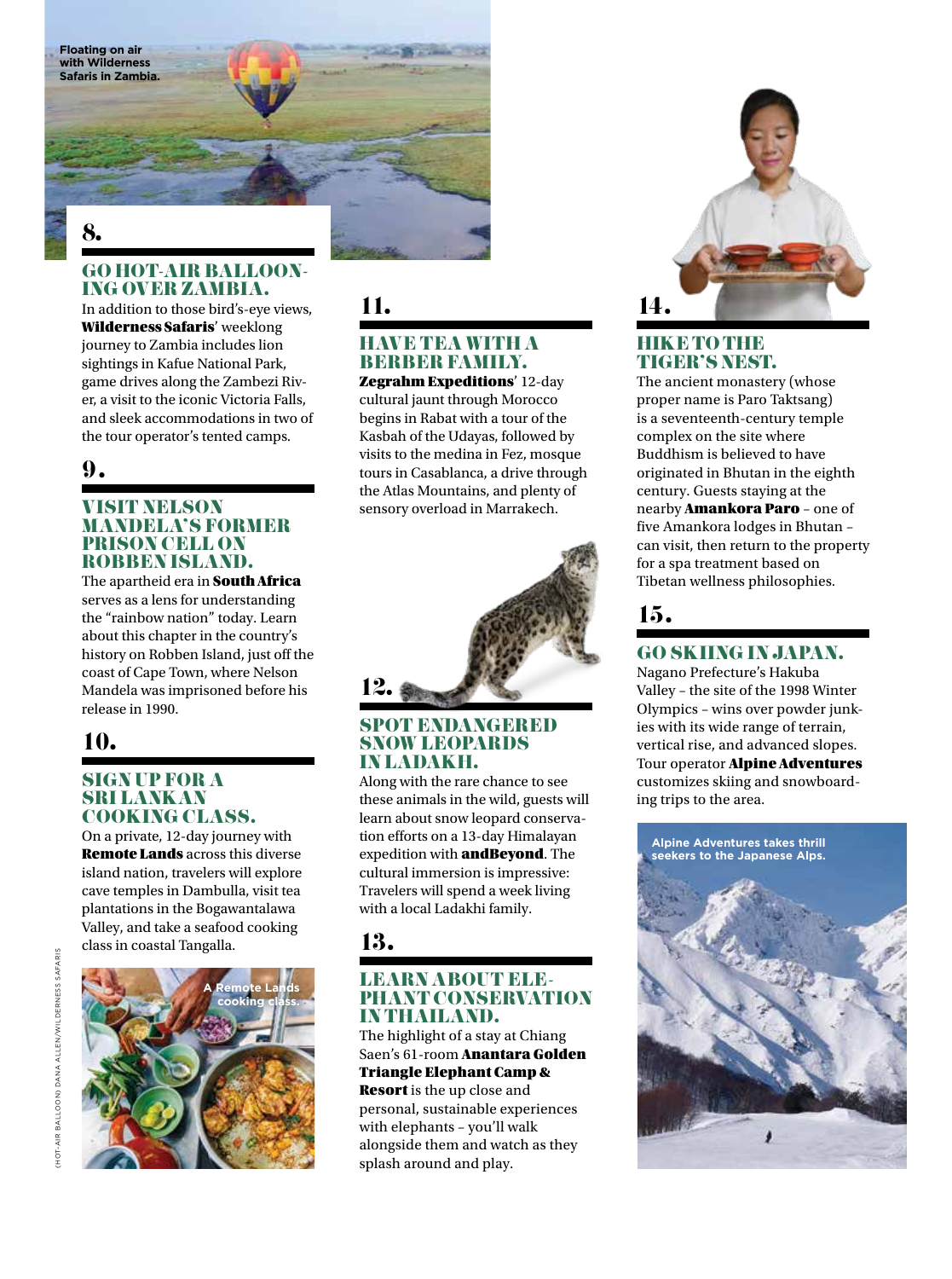Floating on air with Wilderness Safaris in Zambia.

## 8.

### GO HOT-AIR BALLOONING OVER ZAMBIA.

In addition to those bird's-eye views, **Wilderness Safaris**' weeklong journey to Zambia includes lion sightings in Kafue National Park, game drives along the Zambezi River, a visit to the iconic Victoria Falls, and sleek accommodations in two of the tour operator's tented camps.

## 9.

### VISIT NELSON MANDELA'S FORMER PRISON CELL ON ROBBEN ISLAND.

The apartheid era in **South Africa** serves as a lens for understanding the "rainbow nation" today. Learn about this chapter in the country's history on Robben Island, just off the coast of Cape Town, where Nelson Mandela was imprisoned before his release in 1990.

## 10.

### SIGN UP FOR A SRI LANKAN COOKING CLASS.

On a private, 12-day journey with **Remote Lands** across this diverse island nation, travelers will explore cave temples in Dambulla, visit tea plantations in the Bogawantalawa Valley, and take a seafood cooking class in coastal Tangalla.

A Remote Lands cooking class.

## 11.

### HAVE TEA WITH A BERBER FAMILY.

**Zegrahm Expeditions**' 12-day cultural jaunt through Morocco begins in Rabat with a tour of the Kasbah of the Udayas, followed by visits to the medina in Fez, mosque tours in Casablanca, a drive through the Atlas Mountains, and plenty of sensory overload in Marrakech.

## 12.

### SPOT ENDANGERED SNOW LEOPARDS IN LADAKH.

Along with the rare chance to see these animals in the wild, guests will learn about snow leopard conservation efforts on a 13-day Himalayan expedition with **andBeyond**. The cultural immersion is impressive: Travelers will spend a week living with a local Ladakhi family.

## 13.

### LEARN ABOUT ELEPHANT CONSERVATION IN THAILAND.

The highlight of a stay at Chiang Saen's 61-room **Anantara Golden Triangle Elephant Camp & Resort** is the up close and personal, sustainable experiences with elephants – you'll walk alongside them and watch as they splash around and play.

## 14.

### HIKE TO THE TIGER'S NEST.

The ancient monastery (whose proper name is Paro Taktsang) is a seventeenth-century temple complex on the site where Buddhism is believed to have originated in Bhutan in the eighth century. Guests staying at the nearby **Amankora Paro** – one of five Amankora lodges in Bhutan – can visit, then return to the property for a spa treatment based on Tibetan wellness philosophies.

## 15.

### GO SKIING IN JAPAN.

Nagano Prefecture's Hakuba Valley – the site of the 1998 Winter Olympics – wins over powder junkies with its wide range of terrain, vertical rise, and advanced slopes. Tour operator **Alpine Adventures** customizes skiing and snowboarding trips to the area.

Alpine Adventures takes thrill seekers to the Japanese Alps.

(HOT-AIR BALLOON) DANA ALLEN/WILDERNESS SAFARIS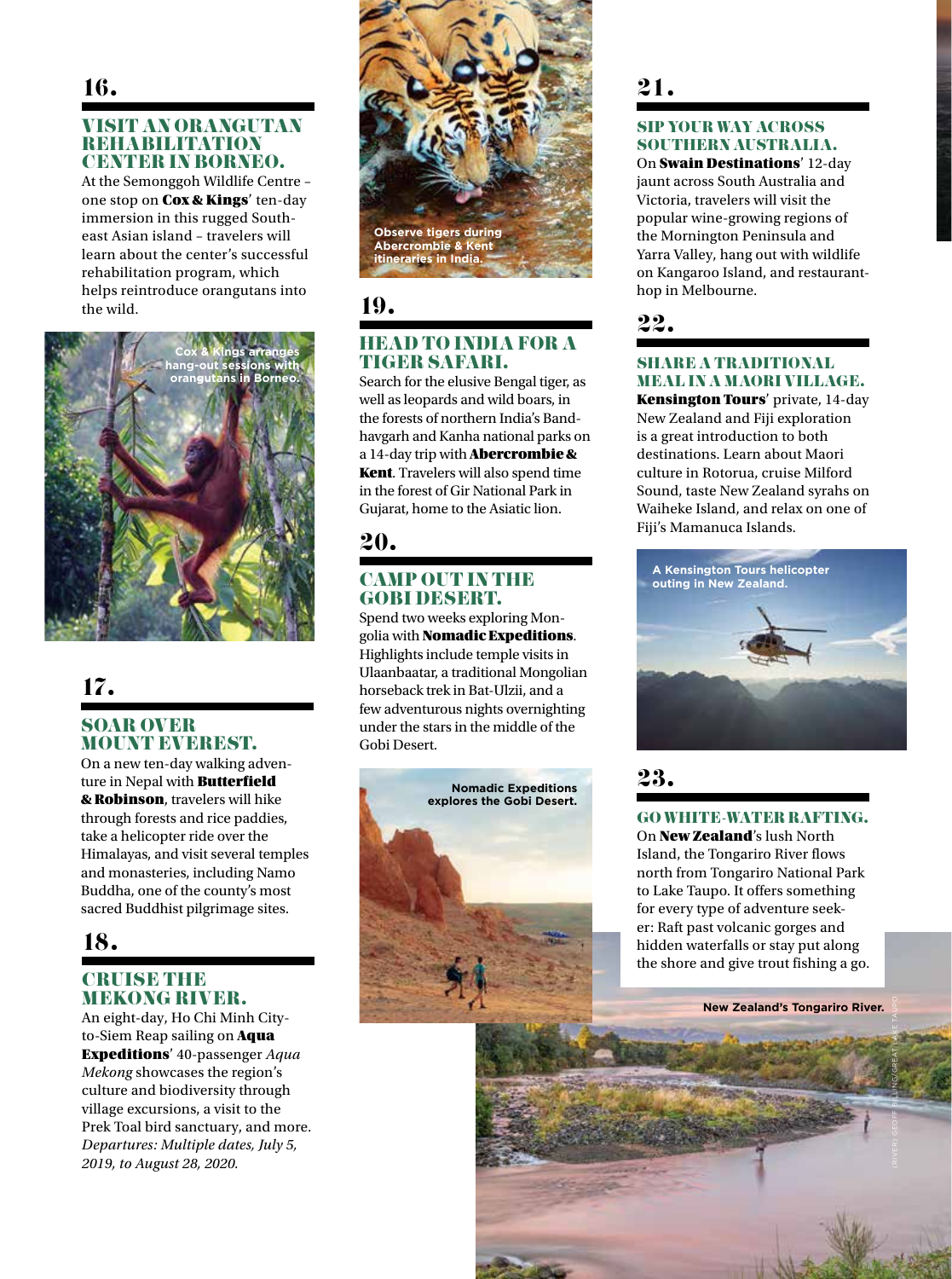## 16.

### VISIT AN ORANGUTAN REHABILITATION CENTER IN BORNEO.

At the Semonggoh Wildlife Centre – one stop on **Cox & Kings**' ten-day immersion in this rugged Southeast Asian island – travelers will learn about the center's successful rehabilitation program, which helps reintroduce orangutans into the wild.

Cox & Kings arranges hang-out sessions with orangutans in Borneo.

## 17.

### SOAR OVER MOUNT EVEREST.

On a new ten-day walking adventure in Nepal with **Butterfield & Robinson**, travelers will hike through forests and rice paddies, take a helicopter ride over the Himalayas, and visit several temples and monasteries, including Namo Buddha, one of the county's most sacred Buddhist pilgrimage sites.

## 18.

### CRUISE THE MEKONG RIVER.

An eight-day, Ho Chi Minh City-to-Siem Reap sailing on **Aqua Expeditions**' 40-passenger *Aqua Mekong* showcases the region's culture and biodiversity through village excursions, a visit to the Prek Toal bird sanctuary, and more. *Departures: Multiple dates, July 5, 2019, to August 28, 2020.*

Observe tigers during Abercrombie & Kent itineraries in India.

## 19.

### HEAD TO INDIA FOR A TIGER SAFARI.

Search for the elusive Bengal tiger, as well as leopards and wild boars, in the forests of northern India's Bandhavgarh and Kanha national parks on a 14-day trip with **Abercrombie & Kent**. Travelers will also spend time in the forest of Gir National Park in Gujarat, home to the Asiatic lion.

## 20.

### CAMP OUT IN THE GOBI DESERT.

Spend two weeks exploring Mongolia with **Nomadic Expeditions**. Highlights include temple visits in Ulaanbaatar, a traditional Mongolian horseback trek in Bat-Ulzii, and a few adventurous nights overnighting under the stars in the middle of the Gobi Desert.

Nomadic Expeditions explores the Gobi Desert.

## 21.

### SIP YOUR WAY ACROSS SOUTHERN AUSTRALIA.

On **Swain Destinations**' 12-day jaunt across South Australia and Victoria, travelers will visit the popular wine-growing regions of the Mornington Peninsula and Yarra Valley, hang out with wildlife on Kangaroo Island, and restaurant-hop in Melbourne.

## 22.

### SHARE A TRADITIONAL MEAL IN A MAORI VILLAGE.

**Kensington Tours**' private, 14-day New Zealand and Fiji exploration is a great introduction to both destinations. Learn about Maori culture in Rotorua, cruise Milford Sound, taste New Zealand syrahs on Waiheke Island, and relax on one of Fiji's Mamanuca Islands.

A Kensington Tours helicopter outing in New Zealand.

## 23.

### GO WHITE-WATER RAFTING.

On **New Zealand**'s lush North Island, the Tongariro River flows north from Tongariro National Park to Lake Taupo. It offers something for every type of adventure seeker: Raft past volcanic gorges and hidden waterfalls or stay put along the shore and give trout fishing a go.

New Zealand's Tongariro River.

(RIVER) GEOFF BILLING/GREAT LAKE TAUPO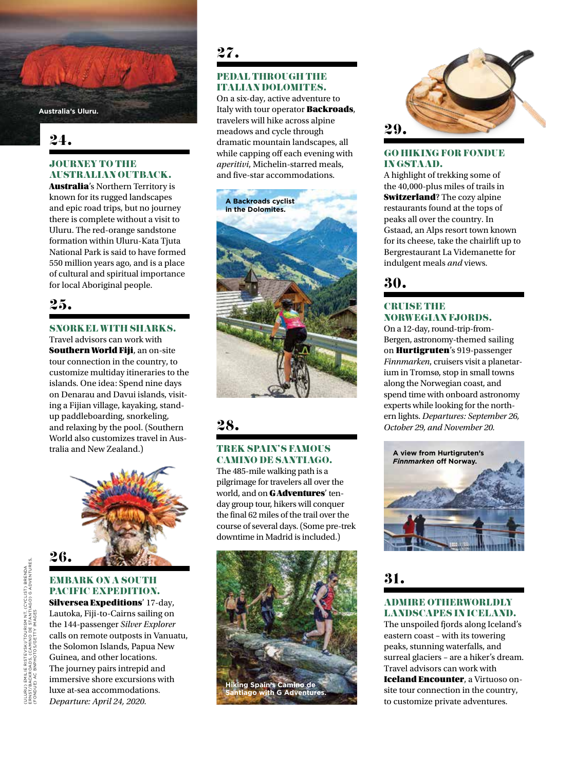Australia's Uluru.

## 24.

### JOURNEY TO THE AUSTRALIAN OUTBACK.

**Australia**'s Northern Territory is known for its rugged landscapes and epic road trips, but no journey there is complete without a visit to Uluru. The red-orange sandstone formation within Uluru-Kata Tjuta National Park is said to have formed 550 million years ago, and is a place of cultural and spiritual importance for local Aboriginal people.

## 25.

### SNORKEL WITH SHARKS.

Travel advisors can work with **Southern World Fiji**, an on-site tour connection in the country, to customize multiday itineraries to the islands. One idea: Spend nine days on Denarau and Davui islands, visiting a Fijian village, kayaking, stand-up paddleboarding, snorkeling, and relaxing by the pool. (Southern World also customizes travel in Australia and New Zealand.)

## 26.

### EMBARK ON A SOUTH PACIFIC EXPEDITION.

**Silversea Expeditions**' 17-day, Lautoka, Fiji-to-Cairns sailing on the 144-passenger *Silver Explorer* calls on remote outposts in Vanuatu, the Solomon Islands, Papua New Guinea, and other locations. The journey pairs intrepid and immersive shore excursions with luxe at-sea accommodations. *Departure: April 24, 2020.*

## 27.

### PEDAL THROUGH THE ITALIAN DOLOMITES.

On a six-day, active adventure to Italy with tour operator **Backroads**, travelers will hike across alpine meadows and cycle through dramatic mountain landscapes, all while capping off each evening with *aperitivi*, Michelin-starred meals, and five-star accommodations.

A Backroads cyclist in the Dolomites.

## 28.

### TREK SPAIN'S FAMOUS CAMINO DE SANTIAGO.

The 485-mile walking path is a pilgrimage for travelers all over the world, and on **G Adventures**' ten-day group tour, hikers will conquer the final 62 miles of the trail over the course of several days. (Some pre-trek downtime in Madrid is included.)

Hiking Spain's Camino de Santiago with G Adventures.

## 29.

### GO HIKING FOR FONDUE IN GSTAAD.

A highlight of trekking some of the 40,000-plus miles of trails in **Switzerland**? The cozy alpine restaurants found at the tops of peaks all over the country. In Gstaad, an Alps resort town known for its cheese, take the chairlift up to Bergrestaurant La Videmanette for indulgent meals *and* views.

## 30.

### CRUISE THE NORWEGIAN FJORDS.

On a 12-day, round-trip-from-Bergen, astronomy-themed sailing on **Hurtigruten**'s 919-passenger *Finnmarken*, cruisers visit a planetarium in Tromsø, stop in small towns along the Norwegian coast, and spend time with onboard astronomy experts while looking for the northern lights. *Departures: September 26, October 29, and November 20.*

A view from Hurtigruten's *Finnmarken* off Norway.

## 31.

### ADMIRE OTHERWORLDLY LANDSCAPES IN ICELAND.

The unspoiled fjords along Iceland's eastern coast – with its towering peaks, stunning waterfalls, and surreal glaciers – are a hiker's dream. Travel advisors can work with **Iceland Encounter**, a Virtuoso on-site tour connection in the country, to customize private adventures.

(ULURU) EMILIE RISTEVSKI/TOURISM NT, (CYCLIST) BRENDA ERNST/BACKROADS, (CAMINO DE SANTIAGO) G ADVENTURES, (FONDUE) AC BNPHOTOS/GETTY IMAGES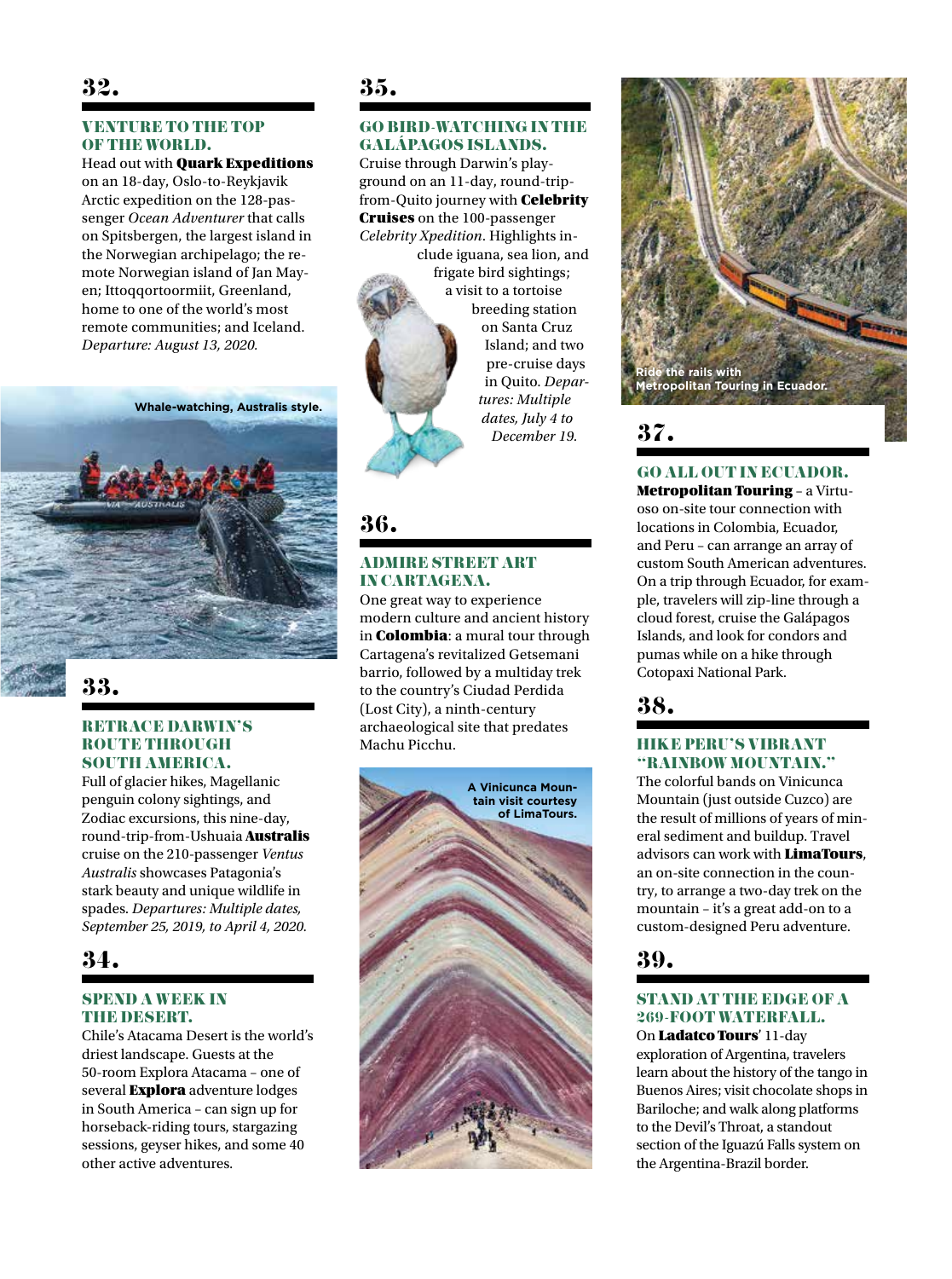## 32.

### VENTURE TO THE TOP OF THE WORLD.

Head out with **Quark Expeditions** on an 18-day, Oslo-to-Reykjavik Arctic expedition on the 128-passenger *Ocean Adventurer* that calls on Spitsbergen, the largest island in the Norwegian archipelago; the remote Norwegian island of Jan Mayen; Ittoqqortoormiit, Greenland, home to one of the world's most remote communities; and Iceland. *Departure: August 13, 2020.*

Whale-watching, Australis style.

## 33.

### RETRACE DARWIN'S ROUTE THROUGH SOUTH AMERICA.

Full of glacier hikes, Magellanic penguin colony sightings, and Zodiac excursions, this nine-day, round-trip-from-Ushuaia **Australis** cruise on the 210-passenger *Ventus Australis* showcases Patagonia's stark beauty and unique wildlife in spades. *Departures: Multiple dates, September 25, 2019, to April 4, 2020.*

## 34.

### SPEND A WEEK IN THE DESERT.

Chile's Atacama Desert is the world's driest landscape. Guests at the 50-room Explora Atacama – one of several **Explora** adventure lodges in South America – can sign up for horseback-riding tours, stargazing sessions, geyser hikes, and some 40 other active adventures.

## 35.

### GO BIRD-WATCHING IN THE GALÁPAGOS ISLANDS.

Cruise through Darwin's playground on an 11-day, round-trip-from-Quito journey with **Celebrity Cruises** on the 100-passenger *Celebrity Xpedition*. Highlights include iguana, sea lion, and frigate bird sightings; a visit to a tortoise breeding station on Santa Cruz Island; and two pre-cruise days in Quito. *Departures: Multiple dates, July 4 to December 19.*

## 36.

### ADMIRE STREET ART IN CARTAGENA.

One great way to experience modern culture and ancient history in **Colombia**: a mural tour through Cartagena's revitalized Getsemani barrio, followed by a multiday trek to the country's Ciudad Perdida (Lost City), a ninth-century archaeological site that predates Machu Picchu.

A Vinicunca Mountain visit courtesy of LimaTours.

Ride the rails with Metropolitan Touring in Ecuador.

## 37.

### GO ALL OUT IN ECUADOR.

**Metropolitan Touring** – a Virtuoso on-site tour connection with locations in Colombia, Ecuador, and Peru – can arrange an array of custom South American adventures. On a trip through Ecuador, for example, travelers will zip-line through a cloud forest, cruise the Galápagos Islands, and look for condors and pumas while on a hike through Cotopaxi National Park.

## 38.

### HIKE PERU'S VIBRANT "RAINBOW MOUNTAIN."

The colorful bands on Vinicunca Mountain (just outside Cuzco) are the result of millions of years of mineral sediment and buildup. Travel advisors can work with **LimaTours**, an on-site connection in the country, to arrange a two-day trek on the mountain – it's a great add-on to a custom-designed Peru adventure.

## 39.

### STAND AT THE EDGE OF A 269-FOOT WATERFALL.

On **Ladatco Tours**' 11-day exploration of Argentina, travelers learn about the history of the tango in Buenos Aires; visit chocolate shops in Bariloche; and walk along platforms to the Devil's Throat, a standout section of the Iguazú Falls system on the Argentina-Brazil border.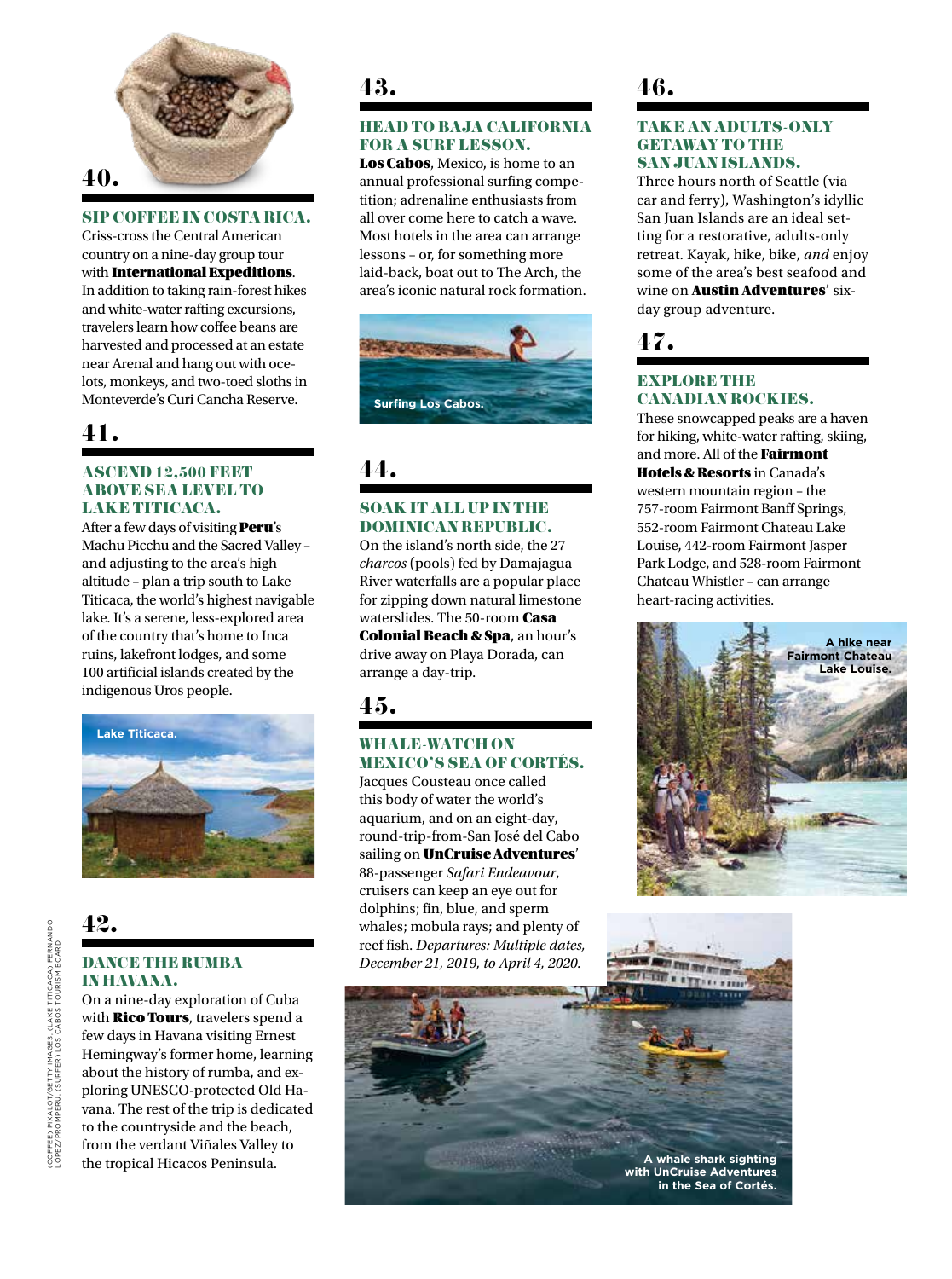## 40.

### SIP COFFEE IN COSTA RICA.

Criss-cross the Central American country on a nine-day group tour with **International Expeditions**. In addition to taking rain-forest hikes and white-water rafting excursions, travelers learn how coffee beans are harvested and processed at an estate near Arenal and hang out with ocelots, monkeys, and two-toed sloths in Monteverde's Curi Cancha Reserve.

## 41.

### ASCEND 12,500 FEET ABOVE SEA LEVEL TO LAKE TITICACA.

After a few days of visiting **Peru**'s Machu Picchu and the Sacred Valley – and adjusting to the area's high altitude – plan a trip south to Lake Titicaca, the world's highest navigable lake. It's a serene, less-explored area of the country that's home to Inca ruins, lakefront lodges, and some 100 artificial islands created by the indigenous Uros people.

Lake Titicaca.

## 42.

### DANCE THE RUMBA IN HAVANA.

On a nine-day exploration of Cuba with **Rico Tours**, travelers spend a few days in Havana visiting Ernest Hemingway's former home, learning about the history of rumba, and exploring UNESCO-protected Old Havana. The rest of the trip is dedicated to the countryside and the beach, from the verdant Viñales Valley to the tropical Hicacos Peninsula.

## 43.

### HEAD TO BAJA CALIFORNIA FOR A SURF LESSON.

**Los Cabos**, Mexico, is home to an annual professional surfing competition; adrenaline enthusiasts from all over come here to catch a wave. Most hotels in the area can arrange lessons – or, for something more laid-back, boat out to The Arch, the area's iconic natural rock formation.

Surfing Los Cabos.

## 44.

### SOAK IT ALL UP IN THE DOMINICAN REPUBLIC.

On the island's north side, the 27 *charcos* (pools) fed by Damajagua River waterfalls are a popular place for zipping down natural limestone waterslides. The 50-room **Casa Colonial Beach & Spa**, an hour's drive away on Playa Dorada, can arrange a day-trip.

## 45.

### WHALE-WATCH ON MEXICO'S SEA OF CORTÉS.

Jacques Cousteau once called this body of water the world's aquarium, and on an eight-day, round-trip-from-San José del Cabo sailing on **UnCruise Adventures**' 88-passenger *Safari Endeavour*, cruisers can keep an eye out for dolphins; fin, blue, and sperm whales; mobula rays; and plenty of reef fish. *Departures: Multiple dates, December 21, 2019, to April 4, 2020.*

A whale shark sighting with UnCruise Adventures in the Sea of Cortés.

## 46.

### TAKE AN ADULTS-ONLY GETAWAY TO THE SAN JUAN ISLANDS.

Three hours north of Seattle (via car and ferry), Washington's idyllic San Juan Islands are an ideal setting for a restorative, adults-only retreat. Kayak, hike, bike, *and* enjoy some of the area's best seafood and wine on **Austin Adventures**' six-day group adventure.

## 47.

### EXPLORE THE CANADIAN ROCKIES.

These snowcapped peaks are a haven for hiking, white-water rafting, skiing, and more. All of the **Fairmont Hotels & Resorts** in Canada's western mountain region – the 757-room Fairmont Banff Springs, 552-room Fairmont Chateau Lake Louise, 442-room Fairmont Jasper Park Lodge, and 528-room Fairmont Chateau Whistler – can arrange heart-racing activities.

A hike near Fairmont Chateau Lake Louise.

(COFFEE) PIXALOT/GETTY IMAGES; (LAKE TITICACA) FERNANDO LÓPEZ/PROMPERÚ; (SURFER) LOS CABOS TOURISM BOARD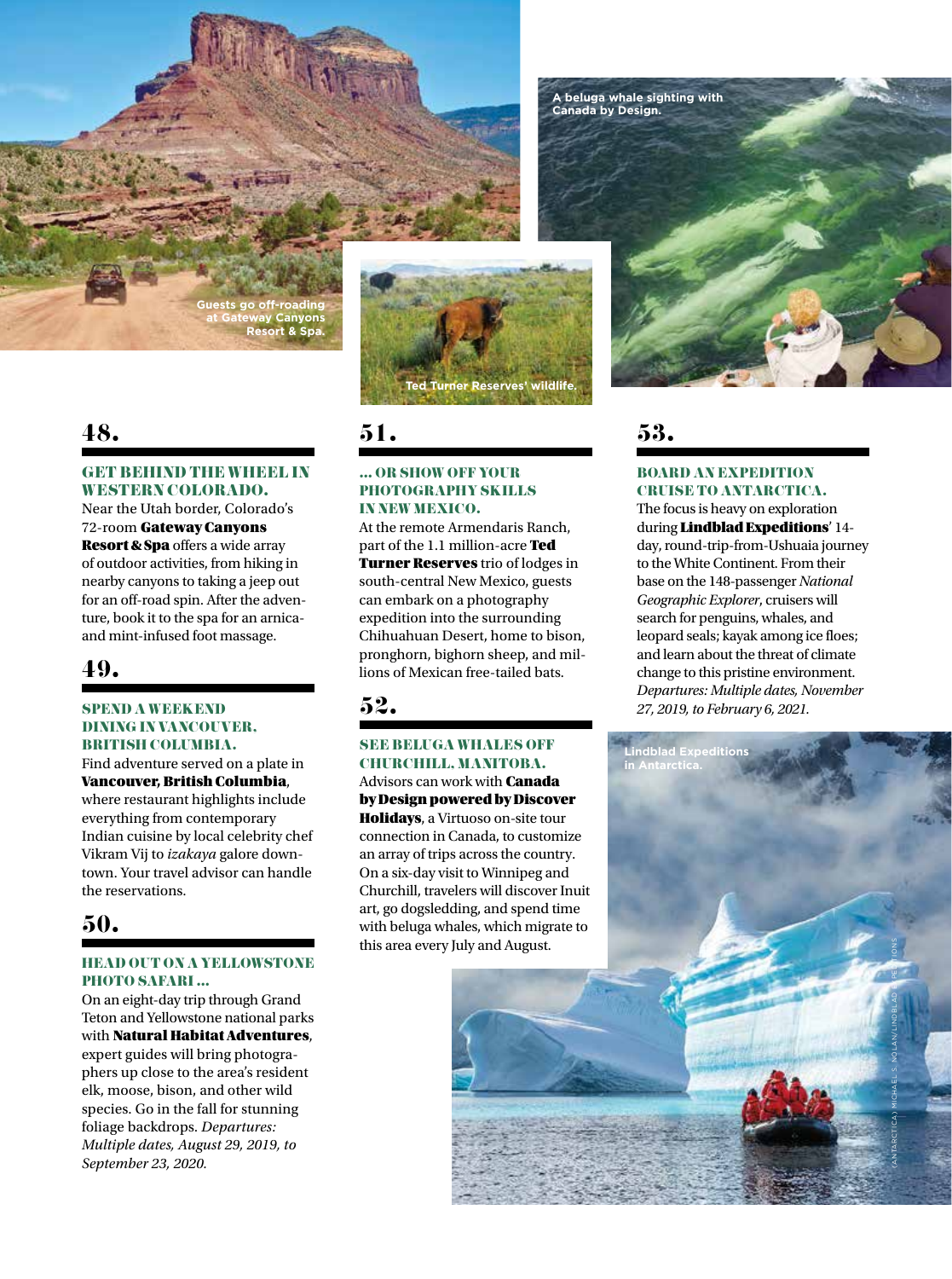Guests go off-roading at Gateway Canyons Resort & Spa.

Ted Turner Reserves' wildlife.

A beluga whale sighting with Canada by Design.

## 48.

### GET BEHIND THE WHEEL IN WESTERN COLORADO.

Near the Utah border, Colorado's 72-room **Gateway Canyons Resort & Spa** offers a wide array of outdoor activities, from hiking in nearby canyons to taking a jeep out for an off-road spin. After the adventure, book it to the spa for an arnica- and mint-infused foot massage.

## 49.

### SPEND A WEEKEND DINING IN VANCOUVER, BRITISH COLUMBIA.

Find adventure served on a plate in **Vancouver, British Columbia**, where restaurant highlights include everything from contemporary Indian cuisine by local celebrity chef Vikram Vij to *izakaya* galore downtown. Your travel advisor can handle the reservations.

## 50.

### HEAD OUT ON A YELLOWSTONE PHOTO SAFARI ...

On an eight-day trip through Grand Teton and Yellowstone national parks with **Natural Habitat Adventures**, expert guides will bring photographers up close to the area's resident elk, moose, bison, and other wild species. Go in the fall for stunning foliage backdrops. *Departures: Multiple dates, August 29, 2019, to September 23, 2020.*

## 51.

### ... OR SHOW OFF YOUR PHOTOGRAPHY SKILLS IN NEW MEXICO.

At the remote Armendaris Ranch, part of the 1.1 million-acre **Ted Turner Reserves** trio of lodges in south-central New Mexico, guests can embark on a photography expedition into the surrounding Chihuahuan Desert, home to bison, pronghorn, bighorn sheep, and millions of Mexican free-tailed bats.

## 52.

### SEE BELUGA WHALES OFF CHURCHILL, MANITOBA.

Advisors can work with **Canada by Design powered by Discover Holidays**, a Virtuoso on-site tour connection in Canada, to customize an array of trips across the country. On a six-day visit to Winnipeg and Churchill, travelers will discover Inuit art, go dogsledding, and spend time with beluga whales, which migrate to this area every July and August.

## 53.

### BOARD AN EXPEDITION CRUISE TO ANTARCTICA.

The focus is heavy on exploration during **Lindblad Expeditions**' 14-day, round-trip-from-Ushuaia journey to the White Continent. From their base on the 148-passenger *National Geographic Explorer*, cruisers will search for penguins, whales, and leopard seals; kayak among ice floes; and learn about the threat of climate change to this pristine environment. *Departures: Multiple dates, November 27, 2019, to February 6, 2021.*

Lindblad Expeditions in Antarctica.

(ANTARCTICA) MICHAEL S. NOLAN/LINDBLAD EXPEDITIONS